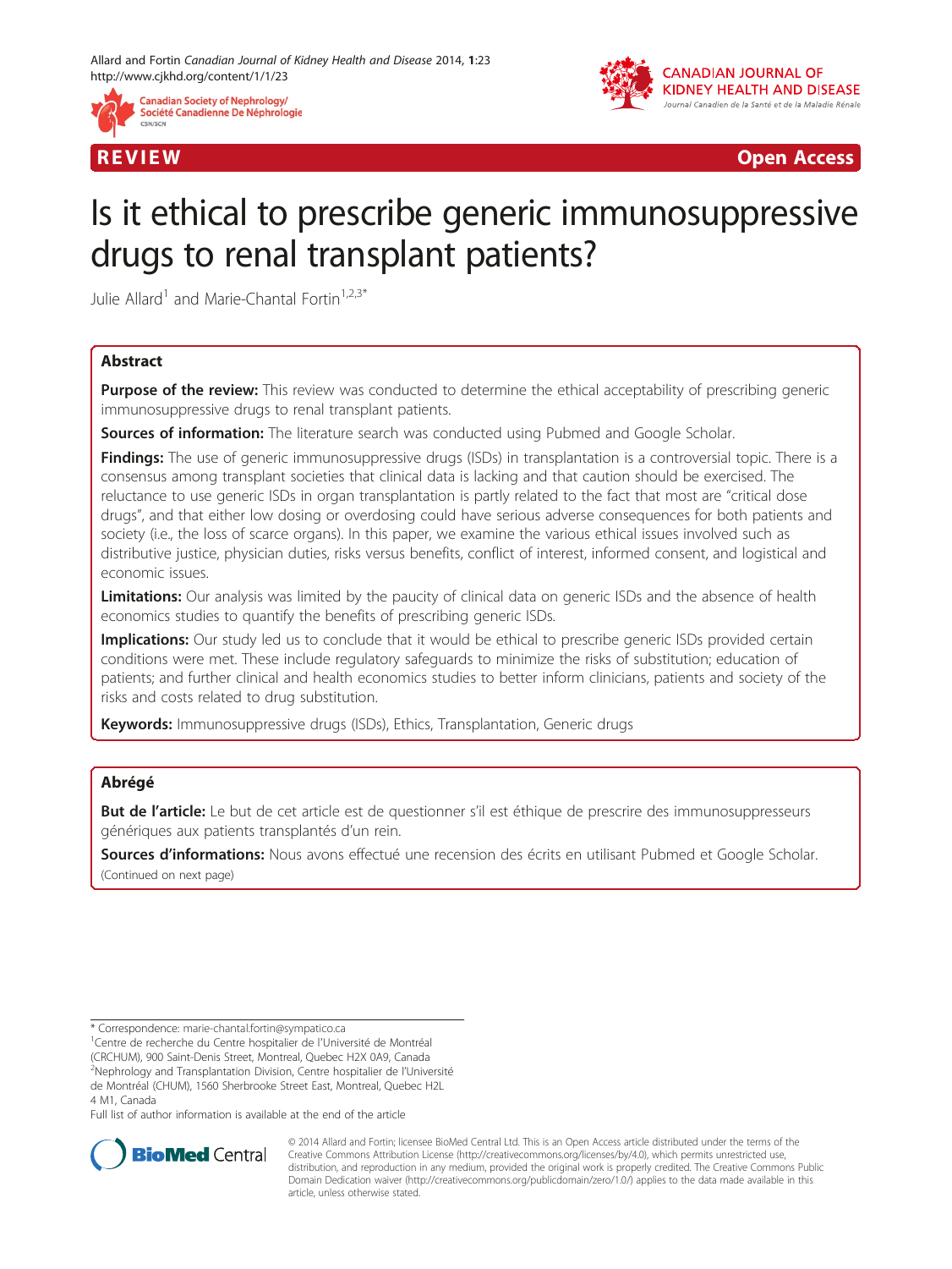REVIEW

Open Access

# Is it ethical to prescribe generic immunosuppressive drugs to renal transplant patients?

Julie Allard[1] and Marie-Chantal Fortin[1,2,3*]

## Abstract

**Purpose of the review:** This review was conducted to determine the ethical acceptability of prescribing generic immunosuppressive drugs to renal transplant patients.

**Sources of information:** The literature search was conducted using Pubmed and Google Scholar.

**Findings:** The use of generic immunosuppressive drugs (ISDs) in transplantation is a controversial topic. There is a consensus among transplant societies that clinical data is lacking and that caution should be exercised. The reluctance to use generic ISDs in organ transplantation is partly related to the fact that most are "critical dose drugs", and that either low dosing or overdosing could have serious adverse consequences for both patients and society (i.e., the loss of scarce organs). In this paper, we examine the various ethical issues involved such as distributive justice, physician duties, risks versus benefits, conflict of interest, informed consent, and logistical and economic issues.

**Limitations:** Our analysis was limited by the paucity of clinical data on generic ISDs and the absence of health economics studies to quantify the benefits of prescribing generic ISDs.

**Implications:** Our study led us to conclude that it would be ethical to prescribe generic ISDs provided certain conditions were met. These include regulatory safeguards to minimize the risks of substitution; education of patients; and further clinical and health economics studies to better inform clinicians, patients and society of the risks and costs related to drug substitution.

**Keywords:** Immunosuppressive drugs (ISDs), Ethics, Transplantation, Generic drugs

## Abrégé

**But de l'article:** Le but de cet article est de questionner s'il est éthique de prescrire des immunosuppresseurs génériques aux patients transplantés d'un rein.

**Sources d'informations:** Nous avons effectué une recension des écrits en utilisant Pubmed et Google Scholar.

(Continued on next page)

\* Correspondence: marie-chantal.fortin@sympatico.ca

[1]Centre de recherche du Centre hospitalier de l'Université de Montréal (CRCHUM), 900 Saint-Denis Street, Montreal, Quebec H2X 0A9, Canada

[2]Nephrology and Transplantation Division, Centre hospitalier de l'Université de Montréal (CHUM), 1560 Sherbrooke Street East, Montreal, Quebec H2L 4 M1, Canada

Full list of author information is available at the end of the article

© 2014 Allard and Fortin; licensee BioMed Central Ltd. This is an Open Access article distributed under the terms of the Creative Commons Attribution License (http://creativecommons.org/licenses/by/4.0), which permits unrestricted use, distribution, and reproduction in any medium, provided the original work is properly credited. The Creative Commons Public Domain Dedication waiver (http://creativecommons.org/publicdomain/zero/1.0/) applies to the data made available in this article, unless otherwise stated.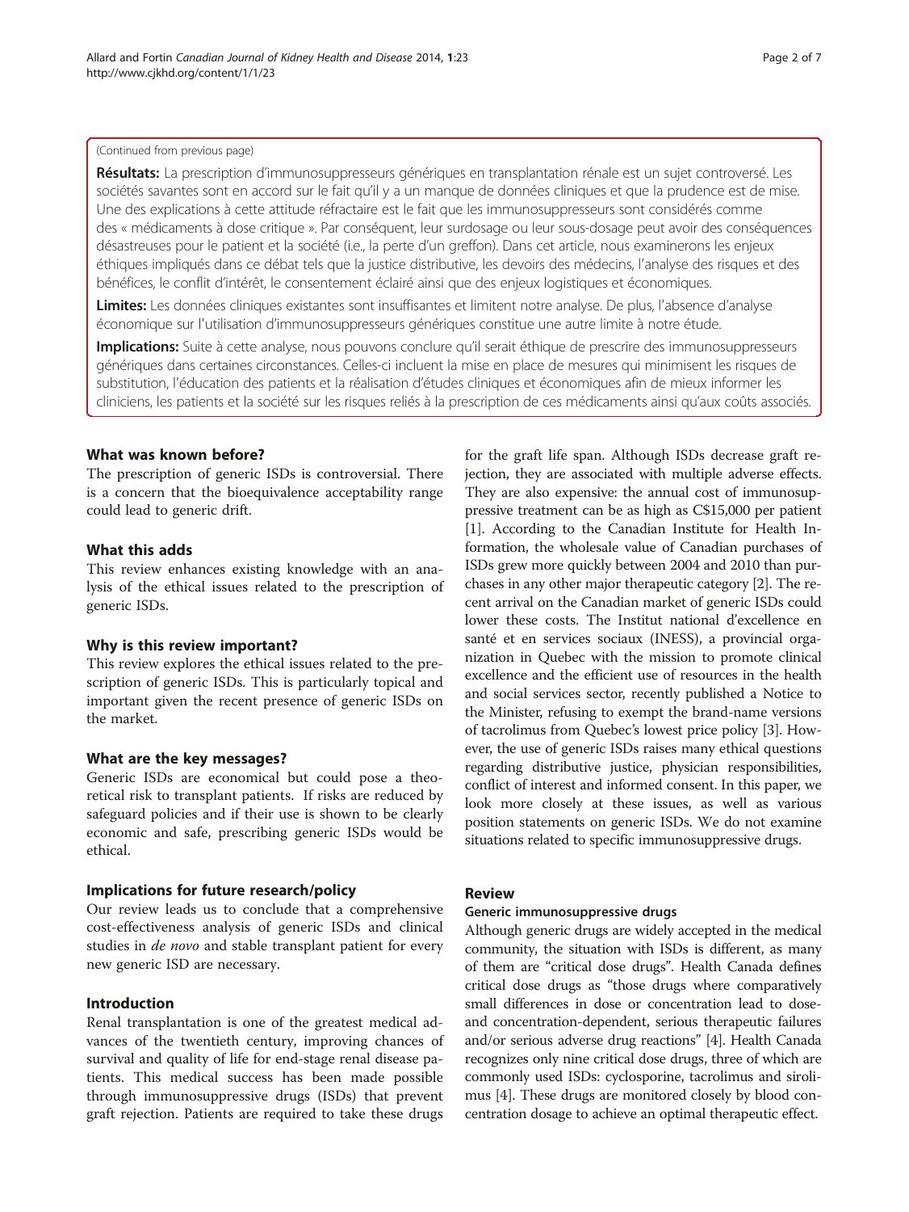(Continued from previous page)

**Résultats:** La prescription d'immunosuppresseurs génériques en transplantation rénale est un sujet controversé. Les sociétés savantes sont en accord sur le fait qu'il y a un manque de données cliniques et que la prudence est de mise. Une des explications à cette attitude réfractaire est le fait que les immunosuppresseurs sont considérés comme des « médicaments à dose critique ». Par conséquent, leur surdosage ou leur sous-dosage peut avoir des conséquences désastreuses pour le patient et la société (i.e., la perte d'un greffon). Dans cet article, nous examinerons les enjeux éthiques impliqués dans ce débat tels que la justice distributive, les devoirs des médecins, l'analyse des risques et des bénéfices, le conflit d'intérêt, le consentement éclairé ainsi que des enjeux logistiques et économiques.

**Limites:** Les données cliniques existantes sont insuffisantes et limitent notre analyse. De plus, l'absence d'analyse économique sur l'utilisation d'immunosuppresseurs génériques constitue une autre limite à notre étude.

**Implications:** Suite à cette analyse, nous pouvons conclure qu'il serait éthique de prescrire des immunosuppresseurs génériques dans certaines circonstances. Celles-ci incluent la mise en place de mesures qui minimisent les risques de substitution, l'éducation des patients et la réalisation d'études cliniques et économiques afin de mieux informer les cliniciens, les patients et la société sur les risques reliés à la prescription de ces médicaments ainsi qu'aux coûts associés.

## What was known before?

The prescription of generic ISDs is controversial. There is a concern that the bioequivalence acceptability range could lead to generic drift.

## What this adds

This review enhances existing knowledge with an analysis of the ethical issues related to the prescription of generic ISDs.

## Why is this review important?

This review explores the ethical issues related to the prescription of generic ISDs. This is particularly topical and important given the recent presence of generic ISDs on the market.

## What are the key messages?

Generic ISDs are economical but could pose a theoretical risk to transplant patients. If risks are reduced by safeguard policies and if their use is shown to be clearly economic and safe, prescribing generic ISDs would be ethical.

## Implications for future research/policy

Our review leads us to conclude that a comprehensive cost-effectiveness analysis of generic ISDs and clinical studies in *de novo* and stable transplant patient for every new generic ISD are necessary.

## Introduction

Renal transplantation is one of the greatest medical advances of the twentieth century, improving chances of survival and quality of life for end-stage renal disease patients. This medical success has been made possible through immunosuppressive drugs (ISDs) that prevent graft rejection. Patients are required to take these drugs for the graft life span. Although ISDs decrease graft rejection, they are associated with multiple adverse effects. They are also expensive: the annual cost of immunosuppressive treatment can be as high as C$15,000 per patient [1]. According to the Canadian Institute for Health Information, the wholesale value of Canadian purchases of ISDs grew more quickly between 2004 and 2010 than purchases in any other major therapeutic category [2]. The recent arrival on the Canadian market of generic ISDs could lower these costs. The Institut national d'excellence en santé et en services sociaux (INESS), a provincial organization in Quebec with the mission to promote clinical excellence and the efficient use of resources in the health and social services sector, recently published a Notice to the Minister, refusing to exempt the brand-name versions of tacrolimus from Quebec's lowest price policy [3]. However, the use of generic ISDs raises many ethical questions regarding distributive justice, physician responsibilities, conflict of interest and informed consent. In this paper, we look more closely at these issues, as well as various position statements on generic ISDs. We do not examine situations related to specific immunosuppressive drugs.

## Review

### Generic immunosuppressive drugs

Although generic drugs are widely accepted in the medical community, the situation with ISDs is different, as many of them are "critical dose drugs". Health Canada defines critical dose drugs as "those drugs where comparatively small differences in dose or concentration lead to dose- and concentration-dependent, serious therapeutic failures and/or serious adverse drug reactions" [4]. Health Canada recognizes only nine critical dose drugs, three of which are commonly used ISDs: cyclosporine, tacrolimus and sirolimus [4]. These drugs are monitored closely by blood concentration dosage to achieve an optimal therapeutic effect.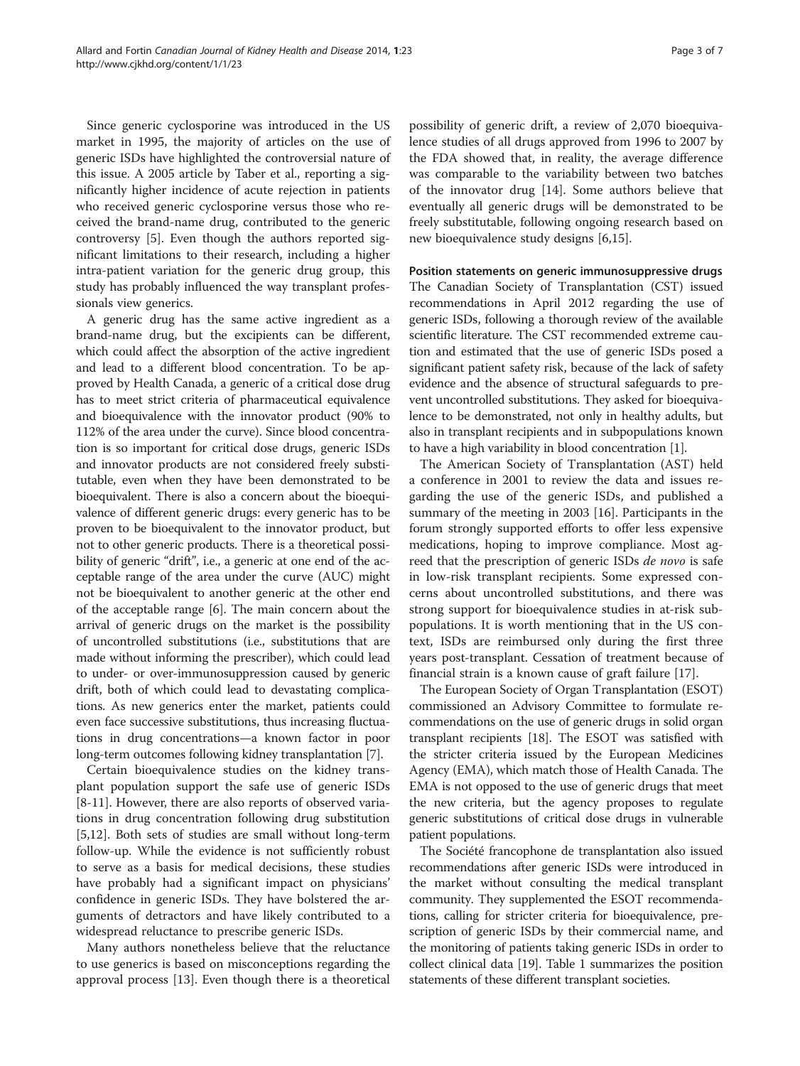Since generic cyclosporine was introduced in the US market in 1995, the majority of articles on the use of generic ISDs have highlighted the controversial nature of this issue. A 2005 article by Taber et al., reporting a significantly higher incidence of acute rejection in patients who received generic cyclosporine versus those who received the brand-name drug, contributed to the generic controversy [5]. Even though the authors reported significant limitations to their research, including a higher intra-patient variation for the generic drug group, this study has probably influenced the way transplant professionals view generics.

A generic drug has the same active ingredient as a brand-name drug, but the excipients can be different, which could affect the absorption of the active ingredient and lead to a different blood concentration. To be approved by Health Canada, a generic of a critical dose drug has to meet strict criteria of pharmaceutical equivalence and bioequivalence with the innovator product (90% to 112% of the area under the curve). Since blood concentration is so important for critical dose drugs, generic ISDs and innovator products are not considered freely substitutable, even when they have been demonstrated to be bioequivalent. There is also a concern about the bioequivalence of different generic drugs: every generic has to be proven to be bioequivalent to the innovator product, but not to other generic products. There is a theoretical possibility of generic "drift", i.e., a generic at one end of the acceptable range of the area under the curve (AUC) might not be bioequivalent to another generic at the other end of the acceptable range [6]. The main concern about the arrival of generic drugs on the market is the possibility of uncontrolled substitutions (i.e., substitutions that are made without informing the prescriber), which could lead to under- or over-immunosuppression caused by generic drift, both of which could lead to devastating complications. As new generics enter the market, patients could even face successive substitutions, thus increasing fluctuations in drug concentrations—a known factor in poor long-term outcomes following kidney transplantation [7].

Certain bioequivalence studies on the kidney transplant population support the safe use of generic ISDs [8-11]. However, there are also reports of observed variations in drug concentration following drug substitution [5,12]. Both sets of studies are small without long-term follow-up. While the evidence is not sufficiently robust to serve as a basis for medical decisions, these studies have probably had a significant impact on physicians' confidence in generic ISDs. They have bolstered the arguments of detractors and have likely contributed to a widespread reluctance to prescribe generic ISDs.

Many authors nonetheless believe that the reluctance to use generics is based on misconceptions regarding the approval process [13]. Even though there is a theoretical possibility of generic drift, a review of 2,070 bioequivalence studies of all drugs approved from 1996 to 2007 by the FDA showed that, in reality, the average difference was comparable to the variability between two batches of the innovator drug [14]. Some authors believe that eventually all generic drugs will be demonstrated to be freely substitutable, following ongoing research based on new bioequivalence study designs [6,15].

### Position statements on generic immunosuppressive drugs

The Canadian Society of Transplantation (CST) issued recommendations in April 2012 regarding the use of generic ISDs, following a thorough review of the available scientific literature. The CST recommended extreme caution and estimated that the use of generic ISDs posed a significant patient safety risk, because of the lack of safety evidence and the absence of structural safeguards to prevent uncontrolled substitutions. They asked for bioequivalence to be demonstrated, not only in healthy adults, but also in transplant recipients and in subpopulations known to have a high variability in blood concentration [1].

The American Society of Transplantation (AST) held a conference in 2001 to review the data and issues regarding the use of the generic ISDs, and published a summary of the meeting in 2003 [16]. Participants in the forum strongly supported efforts to offer less expensive medications, hoping to improve compliance. Most agreed that the prescription of generic ISDs *de novo* is safe in low-risk transplant recipients. Some expressed concerns about uncontrolled substitutions, and there was strong support for bioequivalence studies in at-risk subpopulations. It is worth mentioning that in the US context, ISDs are reimbursed only during the first three years post-transplant. Cessation of treatment because of financial strain is a known cause of graft failure [17].

The European Society of Organ Transplantation (ESOT) commissioned an Advisory Committee to formulate recommendations on the use of generic drugs in solid organ transplant recipients [18]. The ESOT was satisfied with the stricter criteria issued by the European Medicines Agency (EMA), which match those of Health Canada. The EMA is not opposed to the use of generic drugs that meet the new criteria, but the agency proposes to regulate generic substitutions of critical dose drugs in vulnerable patient populations.

The Société francophone de transplantation also issued recommendations after generic ISDs were introduced in the market without consulting the medical transplant community. They supplemented the ESOT recommendations, calling for stricter criteria for bioequivalence, prescription of generic ISDs by their commercial name, and the monitoring of patients taking generic ISDs in order to collect clinical data [19]. Table 1 summarizes the position statements of these different transplant societies.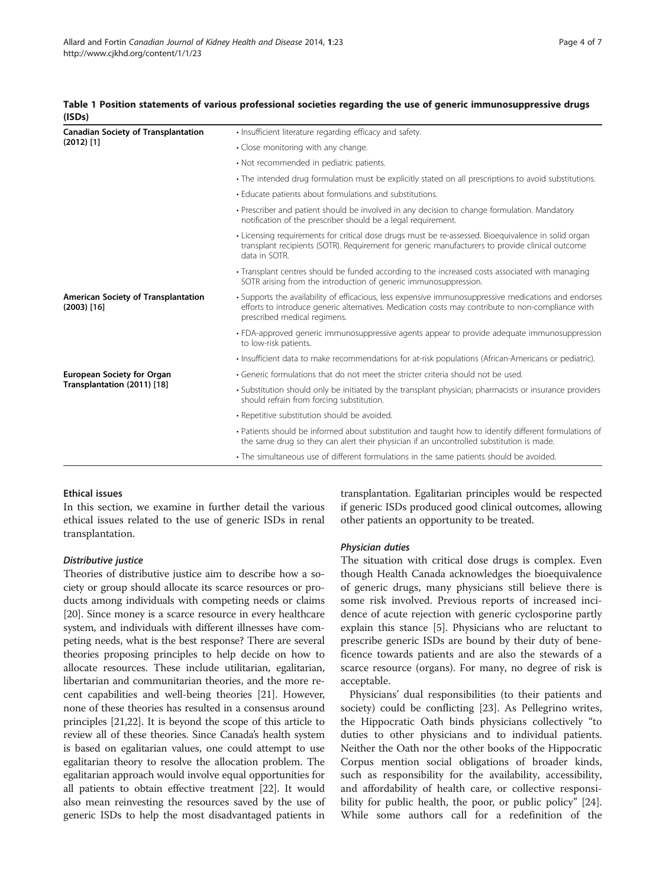**Table 1 Position statements of various professional societies regarding the use of generic immunosuppressive drugs (ISDs)**

| | |
|---|---|
| **Canadian Society of Transplantation (2012) [1]** | • Insufficient literature regarding efficacy and safety. |
| | • Close monitoring with any change. |
| | • Not recommended in pediatric patients. |
| | • The intended drug formulation must be explicitly stated on all prescriptions to avoid substitutions. |
| | • Educate patients about formulations and substitutions. |
| | • Prescriber and patient should be involved in any decision to change formulation. Mandatory notification of the prescriber should be a legal requirement. |
| | • Licensing requirements for critical dose drugs must be re-assessed. Bioequivalence in solid organ transplant recipients (SOTR). Requirement for generic manufacturers to provide clinical outcome data in SOTR. |
| | • Transplant centres should be funded according to the increased costs associated with managing SOTR arising from the introduction of generic immunosuppression. |
| **American Society of Transplantation (2003) [16]** | • Supports the availability of efficacious, less expensive immunosuppressive medications and endorses efforts to introduce generic alternatives. Medication costs may contribute to non-compliance with prescribed medical regimens. |
| | • FDA-approved generic immunosuppressive agents appear to provide adequate immunosuppression to low-risk patients. |
| | • Insufficient data to make recommendations for at-risk populations (African-Americans or pediatric). |
| **European Society for Organ Transplantation (2011) [18]** | • Generic formulations that do not meet the stricter criteria should not be used. |
| | • Substitution should only be initiated by the transplant physician; pharmacists or insurance providers should refrain from forcing substitution. |
| | • Repetitive substitution should be avoided. |
| | • Patients should be informed about substitution and taught how to identify different formulations of the same drug so they can alert their physician if an uncontrolled substitution is made. |
| | • The simultaneous use of different formulations in the same patients should be avoided. |

## Ethical issues

In this section, we examine in further detail the various ethical issues related to the use of generic ISDs in renal transplantation.

### *Distributive justice*

Theories of distributive justice aim to describe how a society or group should allocate its scarce resources or products among individuals with competing needs or claims [20]. Since money is a scarce resource in every healthcare system, and individuals with different illnesses have competing needs, what is the best response? There are several theories proposing principles to help decide on how to allocate resources. These include utilitarian, egalitarian, libertarian and communitarian theories, and the more recent capabilities and well-being theories [21]. However, none of these theories has resulted in a consensus around principles [21,22]. It is beyond the scope of this article to review all of these theories. Since Canada's health system is based on egalitarian values, one could attempt to use egalitarian theory to resolve the allocation problem. The egalitarian approach would involve equal opportunities for all patients to obtain effective treatment [22]. It would also mean reinvesting the resources saved by the use of generic ISDs to help the most disadvantaged patients in transplantation. Egalitarian principles would be respected if generic ISDs produced good clinical outcomes, allowing other patients an opportunity to be treated.

### *Physician duties*

The situation with critical dose drugs is complex. Even though Health Canada acknowledges the bioequivalence of generic drugs, many physicians still believe there is some risk involved. Previous reports of increased incidence of acute rejection with generic cyclosporine partly explain this stance [5]. Physicians who are reluctant to prescribe generic ISDs are bound by their duty of beneficence towards patients and are also the stewards of a scarce resource (organs). For many, no degree of risk is acceptable.

Physicians' dual responsibilities (to their patients and society) could be conflicting [23]. As Pellegrino writes, the Hippocratic Oath binds physicians collectively "to duties to other physicians and to individual patients. Neither the Oath nor the other books of the Hippocratic Corpus mention social obligations of broader kinds, such as responsibility for the availability, accessibility, and affordability of health care, or collective responsibility for public health, the poor, or public policy" [24]. While some authors call for a redefinition of the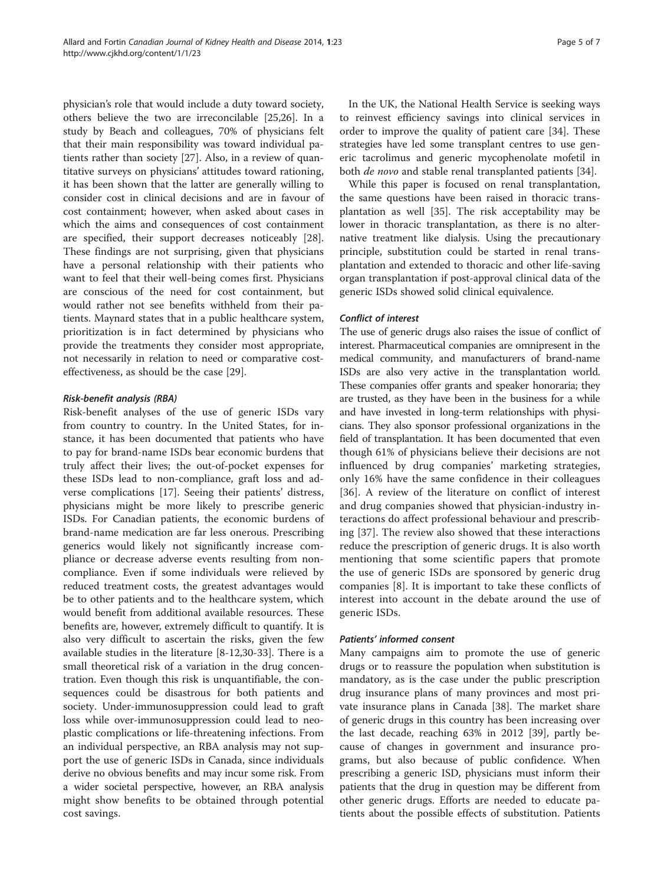physician's role that would include a duty toward society, others believe the two are irreconcilable [25,26]. In a study by Beach and colleagues, 70% of physicians felt that their main responsibility was toward individual patients rather than society [27]. Also, in a review of quantitative surveys on physicians' attitudes toward rationing, it has been shown that the latter are generally willing to consider cost in clinical decisions and are in favour of cost containment; however, when asked about cases in which the aims and consequences of cost containment are specified, their support decreases noticeably [28]. These findings are not surprising, given that physicians have a personal relationship with their patients who want to feel that their well-being comes first. Physicians are conscious of the need for cost containment, but would rather not see benefits withheld from their patients. Maynard states that in a public healthcare system, prioritization is in fact determined by physicians who provide the treatments they consider most appropriate, not necessarily in relation to need or comparative cost-effectiveness, as should be the case [29].

#### *Risk-benefit analysis (RBA)*

Risk-benefit analyses of the use of generic ISDs vary from country to country. In the United States, for instance, it has been documented that patients who have to pay for brand-name ISDs bear economic burdens that truly affect their lives; the out-of-pocket expenses for these ISDs lead to non-compliance, graft loss and adverse complications [17]. Seeing their patients' distress, physicians might be more likely to prescribe generic ISDs. For Canadian patients, the economic burdens of brand-name medication are far less onerous. Prescribing generics would likely not significantly increase compliance or decrease adverse events resulting from non-compliance. Even if some individuals were relieved by reduced treatment costs, the greatest advantages would be to other patients and to the healthcare system, which would benefit from additional available resources. These benefits are, however, extremely difficult to quantify. It is also very difficult to ascertain the risks, given the few available studies in the literature [8-12,30-33]. There is a small theoretical risk of a variation in the drug concentration. Even though this risk is unquantifiable, the consequences could be disastrous for both patients and society. Under-immunosuppression could lead to graft loss while over-immunosuppression could lead to neoplastic complications or life-threatening infections. From an individual perspective, an RBA analysis may not support the use of generic ISDs in Canada, since individuals derive no obvious benefits and may incur some risk. From a wider societal perspective, however, an RBA analysis might show benefits to be obtained through potential cost savings.

In the UK, the National Health Service is seeking ways to reinvest efficiency savings into clinical services in order to improve the quality of patient care [34]. These strategies have led some transplant centres to use generic tacrolimus and generic mycophenolate mofetil in both *de novo* and stable renal transplanted patients [34].

While this paper is focused on renal transplantation, the same questions have been raised in thoracic transplantation as well [35]. The risk acceptability may be lower in thoracic transplantation, as there is no alternative treatment like dialysis. Using the precautionary principle, substitution could be started in renal transplantation and extended to thoracic and other life-saving organ transplantation if post-approval clinical data of the generic ISDs showed solid clinical equivalence.

#### *Conflict of interest*

The use of generic drugs also raises the issue of conflict of interest. Pharmaceutical companies are omnipresent in the medical community, and manufacturers of brand-name ISDs are also very active in the transplantation world. These companies offer grants and speaker honoraria; they are trusted, as they have been in the business for a while and have invested in long-term relationships with physicians. They also sponsor professional organizations in the field of transplantation. It has been documented that even though 61% of physicians believe their decisions are not influenced by drug companies' marketing strategies, only 16% have the same confidence in their colleagues [36]. A review of the literature on conflict of interest and drug companies showed that physician-industry interactions do affect professional behaviour and prescribing [37]. The review also showed that these interactions reduce the prescription of generic drugs. It is also worth mentioning that some scientific papers that promote the use of generic ISDs are sponsored by generic drug companies [8]. It is important to take these conflicts of interest into account in the debate around the use of generic ISDs.

#### *Patients' informed consent*

Many campaigns aim to promote the use of generic drugs or to reassure the population when substitution is mandatory, as is the case under the public prescription drug insurance plans of many provinces and most private insurance plans in Canada [38]. The market share of generic drugs in this country has been increasing over the last decade, reaching 63% in 2012 [39], partly because of changes in government and insurance programs, but also because of public confidence. When prescribing a generic ISD, physicians must inform their patients that the drug in question may be different from other generic drugs. Efforts are needed to educate patients about the possible effects of substitution. Patients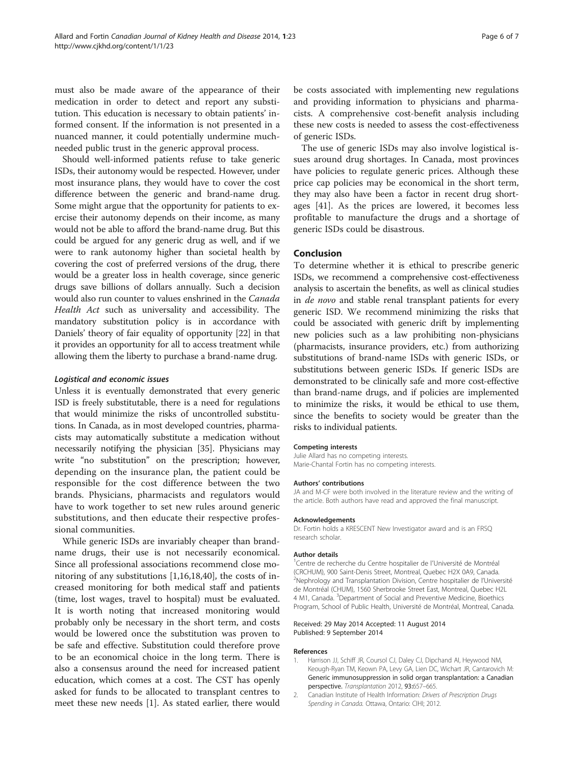must also be made aware of the appearance of their medication in order to detect and report any substitution. This education is necessary to obtain patients' informed consent. If the information is not presented in a nuanced manner, it could potentially undermine much-needed public trust in the generic approval process.

Should well-informed patients refuse to take generic ISDs, their autonomy would be respected. However, under most insurance plans, they would have to cover the cost difference between the generic and brand-name drug. Some might argue that the opportunity for patients to exercise their autonomy depends on their income, as many would not be able to afford the brand-name drug. But this could be argued for any generic drug as well, and if we were to rank autonomy higher than societal health by covering the cost of preferred versions of the drug, there would be a greater loss in health coverage, since generic drugs save billions of dollars annually. Such a decision would also run counter to values enshrined in the *Canada Health Act* such as universality and accessibility. The mandatory substitution policy is in accordance with Daniels' theory of fair equality of opportunity [22] in that it provides an opportunity for all to access treatment while allowing them the liberty to purchase a brand-name drug.

### Logistical and economic issues

Unless it is eventually demonstrated that every generic ISD is freely substitutable, there is a need for regulations that would minimize the risks of uncontrolled substitutions. In Canada, as in most developed countries, pharmacists may automatically substitute a medication without necessarily notifying the physician [35]. Physicians may write "no substitution" on the prescription; however, depending on the insurance plan, the patient could be responsible for the cost difference between the two brands. Physicians, pharmacists and regulators would have to work together to set new rules around generic substitutions, and then educate their respective professional communities.

While generic ISDs are invariably cheaper than brand-name drugs, their use is not necessarily economical. Since all professional associations recommend close monitoring of any substitutions [1,16,18,40], the costs of increased monitoring for both medical staff and patients (time, lost wages, travel to hospital) must be evaluated. It is worth noting that increased monitoring would probably only be necessary in the short term, and costs would be lowered once the substitution was proven to be safe and effective. Substitution could therefore prove to be an economical choice in the long term. There is also a consensus around the need for increased patient education, which comes at a cost. The CST has openly asked for funds to be allocated to transplant centres to meet these new needs [1]. As stated earlier, there would be costs associated with implementing new regulations and providing information to physicians and pharmacists. A comprehensive cost-benefit analysis including these new costs is needed to assess the cost-effectiveness of generic ISDs.

The use of generic ISDs may also involve logistical issues around drug shortages. In Canada, most provinces have policies to regulate generic prices. Although these price cap policies may be economical in the short term, they may also have been a factor in recent drug shortages [41]. As the prices are lowered, it becomes less profitable to manufacture the drugs and a shortage of generic ISDs could be disastrous.

## Conclusion

To determine whether it is ethical to prescribe generic ISDs, we recommend a comprehensive cost-effectiveness analysis to ascertain the benefits, as well as clinical studies in *de novo* and stable renal transplant patients for every generic ISD. We recommend minimizing the risks that could be associated with generic drift by implementing new policies such as a law prohibiting non-physicians (pharmacists, insurance providers, etc.) from authorizing substitutions of brand-name ISDs with generic ISDs, or substitutions between generic ISDs. If generic ISDs are demonstrated to be clinically safe and more cost-effective than brand-name drugs, and if policies are implemented to minimize the risks, it would be ethical to use them, since the benefits to society would be greater than the risks to individual patients.

#### Competing interests

Julie Allard has no competing interests.
Marie-Chantal Fortin has no competing interests.

#### Authors' contributions

JA and M-CF were both involved in the literature review and the writing of the article. Both authors have read and approved the final manuscript.

#### Acknowledgements

Dr. Fortin holds a KRESCENT New Investigator award and is an FRSQ research scholar.

#### Author details

[1]Centre de recherche du Centre hospitalier de l'Université de Montréal (CRCHUM), 900 Saint-Denis Street, Montreal, Quebec H2X 0A9, Canada. [2]Nephrology and Transplantation Division, Centre hospitalier de l'Université de Montréal (CHUM), 1560 Sherbrooke Street East, Montreal, Quebec H2L 4 M1, Canada. [3]Department of Social and Preventive Medicine, Bioethics Program, School of Public Health, Université de Montréal, Montreal, Canada.

Received: 29 May 2014 Accepted: 11 August 2014
Published: 9 September 2014

#### References

1. Harrison JJ, Schiff JR, Coursol CJ, Daley CJ, Dipchand AI, Heywood NM, Keough-Ryan TM, Keown PA, Levy GA, Lien DC, Wichart JR, Cantarovich M: **Generic immunosuppression in solid organ transplantation: a Canadian perspective.** *Transplantation* 2012, **93:**657–665.
2. Canadian Institute of Health Information: *Drivers of Prescription Drugs Spending in Canada.* Ottawa, Ontario: CIHI; 2012.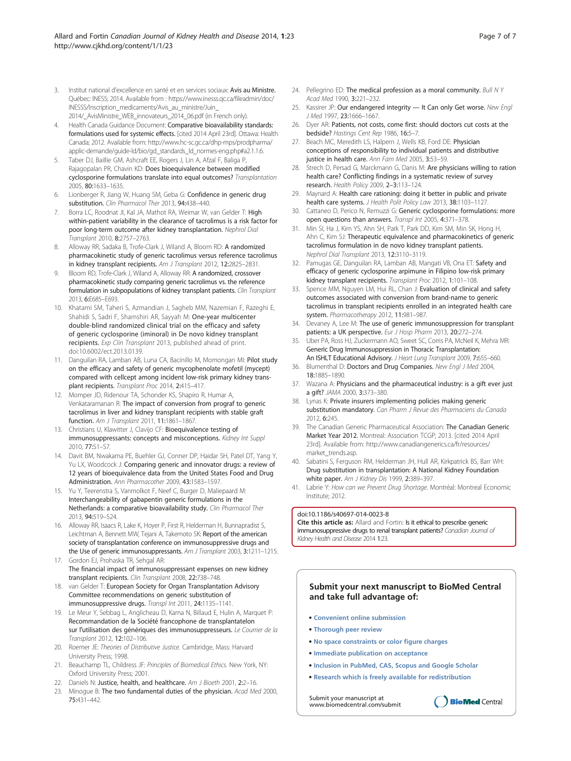3. Institut national d'excellence en santé et en services sociaux: **Avis au Ministre.** Québec: INESS; 2014. Available from : https://www.inesss.qc.ca/fileadmin/doc/INESSS/Inscription_medicaments/Avis_au_ministre/Juin_2014/_AvisMinistre_WEB_innovateurs_2014_06.pdf (in French only).
4. Health Canada Guidance Document: **Comparative bioavailability standards: formulations used for systemic effects.** [cited 2014 April 23rd]. Ottawa: Health Canada; 2012. Available from: http://www.hc-sc.gc.ca/dhp-mps/prodpharma/applic-demande/guide-ld/bio/gd_standards_ld_normes-eng.php#a2.1.1.6.
5. Taber DJ, Baillie GM, Ashcraft EE, Rogers J, Lin A, Afzal F, Baliga P, Rajagopalan PR, Chavin KD: **Does bioequivalence between modified cyclosporine formulations translate into equal outcomes?** *Transplantation* 2005, **80:**1633–1635.
6. Lionberger R, Jiang W, Huang SM, Geba G: **Confidence in generic drug substitution.** *Clin Pharmacol Ther* 2013, **94:**438–440.
7. Borra LC, Roodnat JI, Kal JA, Mathot RA, Weimar W, van Gelder T: **High within-patient variability in the clearance of tacrolimus is a risk factor for poor long-term outcome after kidney transplantation.** *Nephrol Dial Transplant* 2010, **8:**2757–2763.
8. Alloway RR, Sadaka B, Trofe-Clark J, Wiland A, Bloom RD: **A randomized pharmacokinetic study of generic tacrolimus versus reference tacrolimus in kidney transplant recipients.** *Am J Transplant* 2012, **12:**2825–2831.
9. Bloom RD, Trofe-Clark J, Wiland A, Alloway RR: **A randomized, crossover pharmacokinetic study comparing generic tacrolimus vs. the reference formulation in subpopulations of kidney transplant patients.** *Clin Transplant* 2013, **6:**E685–E693.
10. Khatami SM, Taheri S, Azmandian J, Sagheb MM, Nazemian F, Razeghi E, Shahidi S, Sadri F, Shamshiri AR, Sayyah M: **One-year multicenter double-blind randomized clinical trial on the efficacy and safety of generic cyclosporine (iminoral) in De novo kidney transplant recipients.** *Exp Clin Transplant* 2013, published ahead of print. doi:10.6002/ect.2013.0139.
11. Danguilan RA, Lamban AB, Luna CA, Bacinillo M, Momongan MI: **Pilot study on the efficacy and safety of generic mycophenolate mofetil (mycept) compared with cellcept among incident low-risk primary kidney transplant recipients.** *Transplant Proc* 2014, **2:**415–417.
12. Momper JD, Ridenour TA, Schonder KS, Shapiro R, Humar A, Venkataramanan R: **The impact of conversion from prograf to generic tacrolimus in liver and kidney transplant recipients with stable graft function.** *Am J Transplant* 2011, **11:**1861–1867.
13. Christians U, Klawitter J, Clavijo CF: **Bioequivalence testing of immunosuppressants: concepts and misconceptions.** *Kidney Int Suppl* 2010, **77:**S1–S7.
14. Davit BM, Nwakama PE, Buehler GJ, Conner DP, Haidar SH, Patel DT, Yang Y, Yu LX, Woodcock J: **Comparing generic and innovator drugs: a review of 12 years of bioequivalence data from the United States Food and Drug Administration.** *Ann Pharmacother* 2009, **43:**1583–1597.
15. Yu Y, Teerenstra S, Vanmolkot F, Neef C, Burger D, Maliepaard M: **Interchangeability of gabapentin generic formulations in the Netherlands: a comparative bioavailability study.** *Clin Pharmacol Ther* 2013, **94:**519–524.
16. Alloway RR, Isaacs R, Lake K, Hoyer P, First R, Helderman H, Bunnapradist S, Leichtman A, Bennett MW, Tejani A, Takemoto SK: **Report of the american society of transplantation conference on immunosuppressive drugs and the Use of generic immunosuppressants.** *Am J Transplant* 2003, **3:**1211–1215.
17. Gordon EJ, Prohaska TR, Sehgal AR: **The financial impact of immunosuppressant expenses on new kidney transplant recipients.** *Clin Transplant* 2008, **22:**738–748.
18. van Gelder T: **European Society for Organ Transplantation Advisory Committee recommendations on generic substitution of immunosuppressive drugs.** *Transpl Int* 2011, **24:**1135–1141.
19. Le Meur Y, Sebbag L, Anglicheau D, Kama N, Billaud E, Hulin A, Marquet P: **Recommandation de la Société francophone de transplantatelon sur l'utilisation des génériques des immunosuppresseurs.** *Le Courrier de la Transplant* 2012, **12:**102–106.
20. Roemer JE: *Theories of Distributive Justice.* Cambridge, Mass: Harvard University Press; 1998.
21. Beauchamp TL, Childress JF: *Principles of Biomedical Ethics.* New York, NY: Oxford University Press; 2001.
22. Daniels N: **Justice, health, and healthcare.** *Am J Bioeth* 2001, **2:**2–16.
23. Minogue B: **The two fundamental duties of the physician.** *Acad Med* 2000, **75:**431–442.
24. Pellegrino ED: **The medical profession as a moral community.** *Bull N Y Acad Med* 1990, **3:**221–232.
25. Kassirer JP: **Our endangered integrity — It Can only Get worse.** *New Engl J Med* 1997, **23:**1666–1667.
26. Dyer AR: **Patients, not costs, come first: should doctors cut costs at the bedside?** *Hastings Cent Rep* 1986, **16:**5–7.
27. Beach MC, Meredith LS, Halpern J, Wells KB, Ford DE: **Physician conceptions of responsibility to individual patients and distributive justice in health care.** *Ann Fam Med* 2005, **3:**53–59.
28. Strech D, Persad G, Marckmann G, Danis M: **Are physicians willing to ration health care? Conflicting findings in a systematic review of survey research.** *Health Policy* 2009, **2–3:**113–124.
29. Maynard A: **Health care rationing: doing it better in public and private health care systems.** *J Health Polit Policy Law* 2013, **38:**1103–1127.
30. Cattaneo D, Perico N, Remuzzi G: **Generic cyclosporine formulations: more open questions than answers.** *Transpl Int* 2005, **4:**371–378.
31. Min SI, Ha J, Kim YS, Ahn SH, Park T, Park DD, Kim SM, Min SK, Hong H, Ahn C, Kim SJ: **Therapeutic equivalence and pharmacokinetics of generic tacrolimus formulation in de novo kidney transplant patients.** *Nephrol Dial Transplant* 2013, **12:**3110–3119.
32. Pamugas GE, Danguilan RA, Lamban AB, Mangati VB, Ona ET: **Safety and efficacy of generic cyclosporine arpimune in Filipino low-risk primary kidney transplant recipients.** *Transplant Proc* 2012, **1:**101–108.
33. Spence MM, Nguyen LM, Hui RL, Chan J: **Evaluation of clinical and safety outcomes associated with conversion from brand-name to generic tacrolimus in transplant recipients enrolled in an integrated health care system.** *Pharmacotherapy* 2012, **11:**981–987.
34. Devaney A, Lee M: **The use of generic immunosuppression for transplant patients: a UK perspective.** *Eur J Hosp Pharm* 2013, **20:**272–274.
35. Uber PA, Ross HJ, Zuckermann AO, Sweet SC, Corris PA, McNeil K, Mehra MR: **Generic Drug Immunosuppression in Thoracic Transplantation: An ISHLT Educational Advisory.** *J Heart Lung Transplant* 2009, **7:**655–660.
36. Blumenthal D: **Doctors and Drug Companies.** *New Engl J Med* 2004, **18:**1885–1890.
37. Wazana A: **Physicians and the pharmaceutical industry: is a gift ever just a gift?** *JAMA* 2000, **3:**373–380.
38. Lynas K: **Private insurers implementing policies making generic substitution mandatory.** *Can Pharm J Revue des Pharmaciens du Canada* 2012, **6:**245.
39. The Canadian Generic Pharmaceutical Association: **The Canadian Generic Market Year 2012.** Montreal: Association TCGP; 2013. [cited 2014 April 23rd]. Available from: http://www.canadiangenerics.ca/fr/resources/market_trends.asp.
40. Sabatini S, Ferguson RM, Helderman JH, Hull AR, Kirkpatrick BS, Barr WH: **Drug substitution in transplantation: A National Kidney Foundation white paper.** *Am J Kidney Dis* 1999, **2:**389–397.
41. Labrie Y: *How can we Prevent Drug Shortage.* Montréal: Montreal Economic Institute; 2012.

doi:10.1186/s40697-014-0023-8

**Cite this article as:** Allard and Fortin: **Is it ethical to prescribe generic immunosuppressive drugs to renal transplant patients?** *Canadian Journal of Kidney Health and Disease* 2014 1:23.